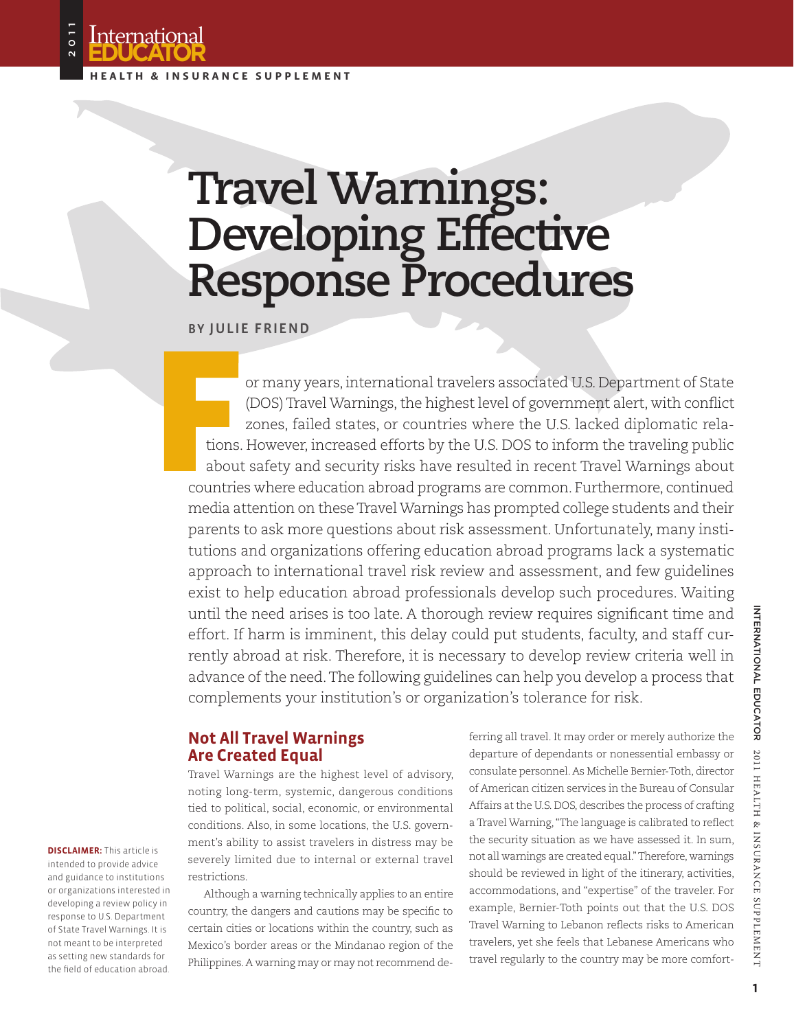# Travel Warnings: Developing Effective Response Procedures

**BY JULIE FRIEND**

For many years, international travelers associated U.S. Department of State (DOS) Travel Warnings, the highest level of government alert, with conflict zones, failed states, or countries where the U.S. lacked diplomatic relations. However, increased efforts by the U.S. DOS to inform the traveling public about safety and security risks have resulted in recent Travel Warnings about countries where education abroad programs are common. Furthermore, continued media attention on these Travel Warnings has prompted college students and their parents to ask more questions about risk assessment. Unfortunately, many institutions and organizations offering education abroad programs lack a systematic approach to international travel risk review and assessment, and few guidelines exist to help education abroad professionals develop such procedures. Waiting until the need arises is too late. A thorough review requires significant time and effort. If harm is imminent, this delay could put students, faculty, and staff currently abroad at risk. Therefore, it is necessary to develop review criteria well in advance of the need. The following guidelines can help you develop a process that complements your institution's or organization's tolerance for risk.

**DISCLAIMER:** This article is intended to provide advice and guidance to institutions or organizations interested in developing a review policy in response to U.S. Department of State Travel Warnings. It is not meant to be interpreted as setting new standards for the field of education abroad.

## Not All Travel Warnings Are Created Equal

Travel Warnings are the highest level of advisory, noting long-term, systemic, dangerous conditions tied to political, social, economic, or environmental conditions. Also, in some locations, the U.S. government's ability to assist travelers in distress may be severely limited due to internal or external travel restrictions.

Although a warning technically applies to an entire country, the dangers and cautions may be specific to certain cities or locations within the country, such as Mexico's border areas or the Mindanao region of the Philippines. A warning may or may not recommend deferring all travel. It may order or merely authorize the departure of dependants or nonessential embassy or consulate personnel. As Michelle Bernier-Toth, director of American citizen services in the Bureau of Consular Affairs at the U.S. DOS, describes the process of crafting a Travel Warning, "The language is calibrated to reflect the security situation as we have assessed it. In sum, not all warnings are created equal." Therefore, warnings should be reviewed in light of the itinerary, activities, accommodations, and "expertise" of the traveler. For example, Bernier-Toth points out that the U.S. DOS Travel Warning to Lebanon reflects risks to American travelers, yet she feels that Lebanese Americans who travel regularly to the country may be more comfort-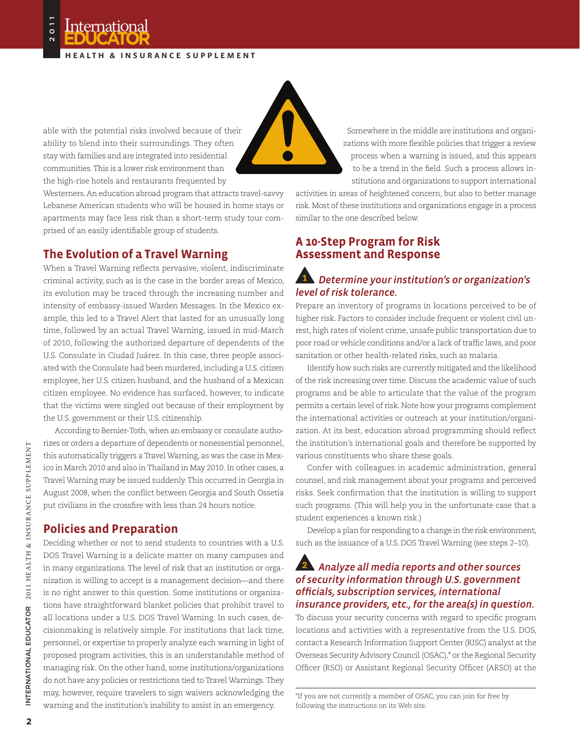able with the potential risks involved because of their ability to blend into their surroundings. They often stay with families and are integrated into residential communities. This is a lower risk environment than the high-rise hotels and restaurants frequented by Westerners. An education abroad program that attracts travel-savvy Lebanese American students who will be housed in home stays or apartments may face less risk than a short-term study tour comprised of an easily identifiable group of students.

## The Evolution of a Travel Warning

When a Travel Warning reflects pervasive, violent, indiscriminate criminal activity, such as is the case in the border areas of Mexico, its evolution may be traced through the increasing number and intensity of embassy-issued Warden Messages. In the Mexico example, this led to a Travel Alert that lasted for an unusually long time, followed by an actual Travel Warning, issued in mid-March of 2010, following the authorized departure of dependents of the U.S. Consulate in Ciudad Juárez. In this case, three people associated with the Consulate had been murdered, including a U.S. citizen employee, her U.S. citizen husband, and the husband of a Mexican citizen employee. No evidence has surfaced, however, to indicate that the victims were singled out because of their employment by the U.S. government or their U.S. citizenship.

According to Bernier-Toth, when an embassy or consulate authorizes or orders a departure of dependents or nonessential personnel, this automatically triggers a Travel Warning, as was the case in Mexico in March 2010 and also in Thailand in May 2010. In other cases, a Travel Warning may be issued suddenly. This occurred in Georgia in August 2008, when the conflict between Georgia and South Ossetia put civilians in the crossfire with less than 24 hours notice.

## Policies and Preparation

Deciding whether or not to send students to countries with a U.S. DOS Travel Warning is a delicate matter on many campuses and in many organizations. The level of risk that an institution or organization is willing to accept is a management decision—and there is no right answer to this question. Some institutions or organizations have straightforward blanket policies that prohibit travel to all locations under a U.S. DOS Travel Warning. In such cases, decisionmaking is relatively simple. For institutions that lack time, personnel, or expertise to properly analyze each warning in light of proposed program activities, this is an understandable method of managing risk. On the other hand, some institutions/organizations do not have any policies or restrictions tied to Travel Warnings. They may, however, require travelers to sign waivers acknowledging the warning and the institution's inability to assist in an emergency.

Somewhere in the middle are institutions and organizations with more flexible policies that trigger a review process when a warning is issued, and this appears to be a trend in the field. Such a process allows institutions and organizations to support international activities in areas of heightened concern, but also to better manage risk. Most of these institutions and organizations engage in a process similar to the one described below.

## A 10-Step Program for Risk Assessment and Response

### 1 *Determine your institution's or organization's level of risk tolerance.*

Prepare an inventory of programs in locations perceived to be of higher risk. Factors to consider include frequent or violent civil unrest, high rates of violent crime, unsafe public transportation due to poor road or vehicle conditions and/or a lack of traffic laws, and poor sanitation or other health-related risks, such as malaria.

Identify how such risks are currently mitigated and the likelihood of the risk increasing over time. Discuss the academic value of such programs and be able to articulate that the value of the program permits a certain level of risk. Note how your programs complement the international activities or outreach at your institution/organization. At its best, education abroad programming should reflect the institution's international goals and therefore be supported by various constituents who share these goals.

Confer with colleagues in academic administration, general counsel, and risk management about your programs and perceived risks. Seek confirmation that the institution is willing to support such programs. (This will help you in the unfortunate case that a student experiences a known risk.)

Develop a plan for responding to a change in the risk environment, such as the issuance of a U.S. DOS Travel Warning (see steps 2–10).

### 2 *Analyze all media reports and other sources of security information through U.S. government officials, subscription services, international insurance providers, etc., for the area(s) in question.*

To discuss your security concerns with regard to specific program locations and activities with a representative from the U.S. DOS, contact a Research Information Support Center (RISC) analyst at the Overseas Security Advisory Council (OSAC),* or the Regional Security Officer (RSO) or Assistant Regional Security Officer (ARSO) at the

*If you are not currently a member of OSAC, you can join for free by following the instructions on its Web site.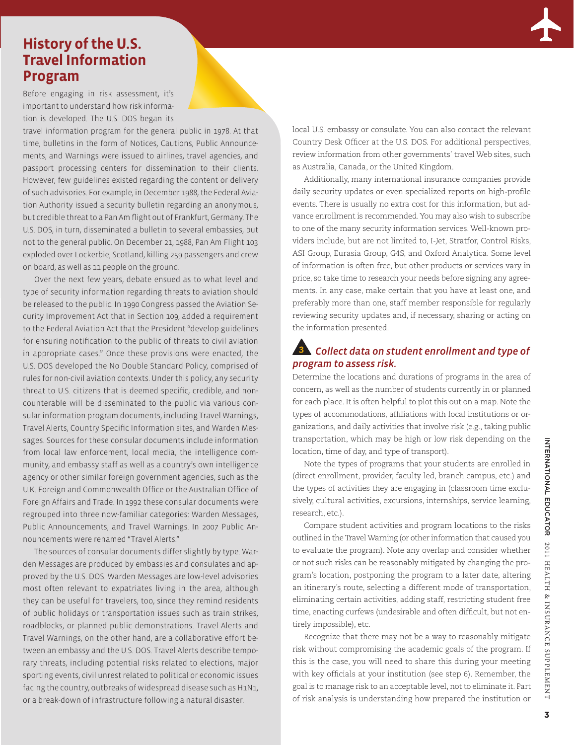## History of the U.S. Travel Information Program

Before engaging in risk assessment, it's important to understand how risk information is developed. The U.S. DOS began its travel information program for the general public in 1978. At that time, bulletins in the form of Notices, Cautions, Public Announcements, and Warnings were issued to airlines, travel agencies, and passport processing centers for dissemination to their clients. However, few guidelines existed regarding the content or delivery of such advisories. For example, in December 1988, the Federal Aviation Authority issued a security bulletin regarding an anonymous, but credible threat to a Pan Am flight out of Frankfurt, Germany. The U.S. DOS, in turn, disseminated a bulletin to several embassies, but not to the general public. On December 21, 1988, Pan Am Flight 103 exploded over Lockerbie, Scotland, killing 259 passengers and crew on board, as well as 11 people on the ground.

Over the next few years, debate ensued as to what level and type of security information regarding threats to aviation should be released to the public. In 1990 Congress passed the Aviation Security Improvement Act that in Section 109, added a requirement to the Federal Aviation Act that the President "develop guidelines for ensuring notification to the public of threats to civil aviation in appropriate cases." Once these provisions were enacted, the U.S. DOS developed the No Double Standard Policy, comprised of rules for non-civil aviation contexts. Under this policy, any security threat to U.S. citizens that is deemed specific, credible, and non-counterable will be disseminated to the public via various consular information program documents, including Travel Warnings, Travel Alerts, Country Specific Information sites, and Warden Messages. Sources for these consular documents include information from local law enforcement, local media, the intelligence community, and embassy staff as well as a country's own intelligence agency or other similar foreign government agencies, such as the U.K. Foreign and Commonwealth Office or the Australian Office of Foreign Affairs and Trade. In 1992 these consular documents were regrouped into three now-familiar categories: Warden Messages, Public Announcements, and Travel Warnings. In 2007 Public Announcements were renamed "Travel Alerts."

The sources of consular documents differ slightly by type. Warden Messages are produced by embassies and consulates and approved by the U.S. DOS. Warden Messages are low-level advisories most often relevant to expatriates living in the area, although they can be useful for travelers, too, since they remind residents of public holidays or transportation issues such as train strikes, roadblocks, or planned public demonstrations. Travel Alerts and Travel Warnings, on the other hand, are a collaborative effort between an embassy and the U.S. DOS. Travel Alerts describe temporary threats, including potential risks related to elections, major sporting events, civil unrest related to political or economic issues facing the country, outbreaks of widespread disease such as H1N1, or a break-down of infrastructure following a natural disaster.

local U.S. embassy or consulate. You can also contact the relevant Country Desk Officer at the U.S. DOS. For additional perspectives, review information from other governments' travel Web sites, such as Australia, Canada, or the United Kingdom.

Additionally, many international insurance companies provide daily security updates or even specialized reports on high-profile events. There is usually no extra cost for this information, but advance enrollment is recommended. You may also wish to subscribe to one of the many security information services. Well-known providers include, but are not limited to, I-Jet, Stratfor, Control Risks, ASI Group, Eurasia Group, G4S, and Oxford Analytica. Some level of information is often free, but other products or services vary in price, so take time to research your needs before signing any agreements. In any case, make certain that you have at least one, and preferably more than one, staff member responsible for regularly reviewing security updates and, if necessary, sharing or acting on the information presented.

### 3 *Collect data on student enrollment and type of program to assess risk.*

Determine the locations and durations of programs in the area of concern, as well as the number of students currently in or planned for each place. It is often helpful to plot this out on a map. Note the types of accommodations, affiliations with local institutions or organizations, and daily activities that involve risk (e.g., taking public transportation, which may be high or low risk depending on the location, time of day, and type of transport).

Note the types of programs that your students are enrolled in (direct enrollment, provider, faculty led, branch campus, etc.) and the types of activities they are engaging in (classroom time exclusively, cultural activities, excursions, internships, service learning, research, etc.).

Compare student activities and program locations to the risks outlined in the Travel Warning (or other information that caused you to evaluate the program). Note any overlap and consider whether or not such risks can be reasonably mitigated by changing the program's location, postponing the program to a later date, altering an itinerary's route, selecting a different mode of transportation, eliminating certain activities, adding staff, restricting student free time, enacting curfews (undesirable and often difficult, but not entirely impossible), etc.

Recognize that there may not be a way to reasonably mitigate risk without compromising the academic goals of the program. If this is the case, you will need to share this during your meeting with key officials at your institution (see step 6). Remember, the goal is to manage risk to an acceptable level, not to eliminate it. Part of risk analysis is understanding how prepared the institution or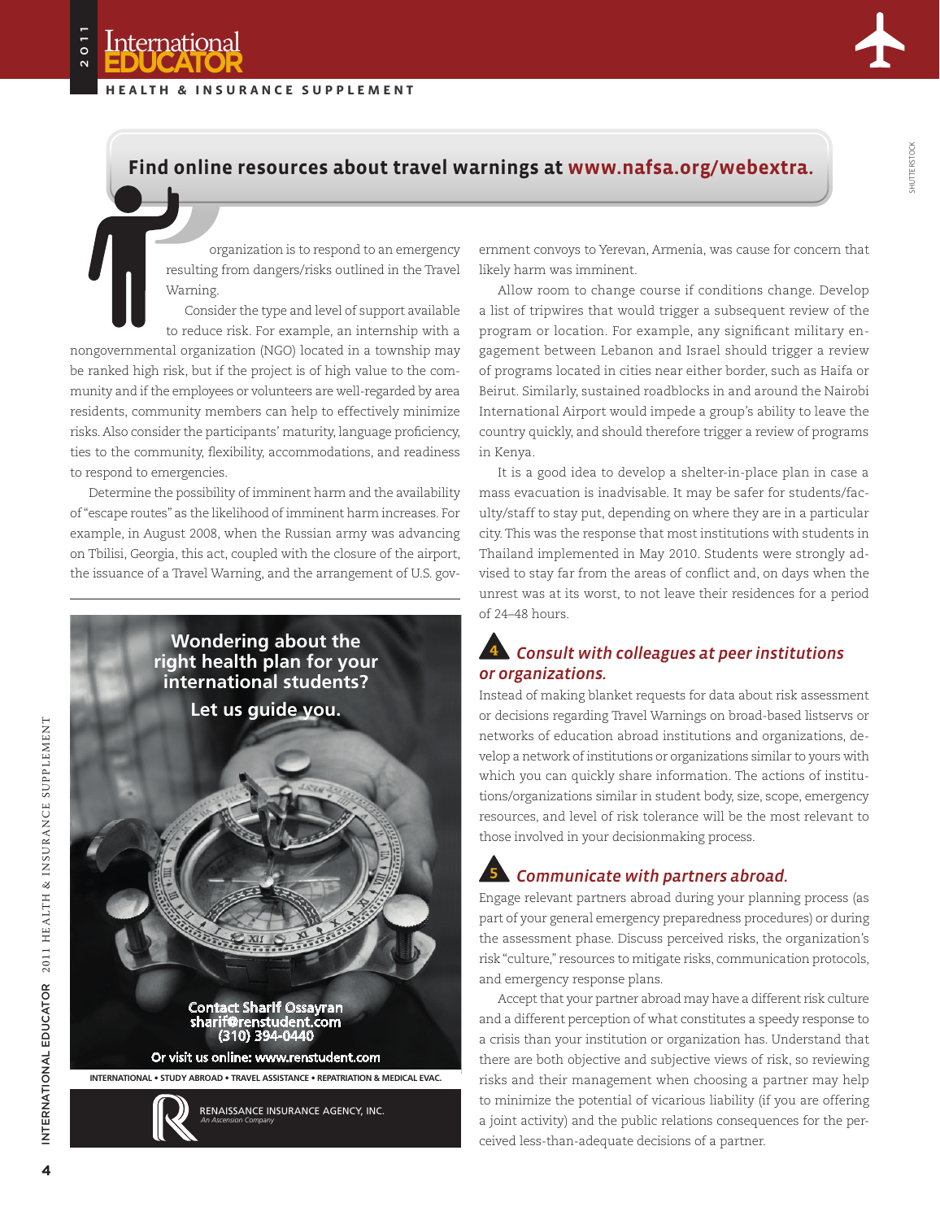**Find online resources about travel warnings at www.nafsa.org/webextra.**

organization is to respond to an emergency resulting from dangers/risks outlined in the Travel Warning.

Consider the type and level of support available to reduce risk. For example, an internship with a nongovernmental organization (NGO) located in a township may be ranked high risk, but if the project is of high value to the community and if the employees or volunteers are well-regarded by area residents, community members can help to effectively minimize risks. Also consider the participants' maturity, language proficiency, ties to the community, flexibility, accommodations, and readiness to respond to emergencies.

Determine the possibility of imminent harm and the availability of "escape routes" as the likelihood of imminent harm increases. For example, in August 2008, when the Russian army was advancing on Tbilisi, Georgia, this act, coupled with the closure of the airport, the issuance of a Travel Warning, and the arrangement of U.S. government convoys to Yerevan, Armenia, was cause for concern that likely harm was imminent.

Allow room to change course if conditions change. Develop a list of tripwires that would trigger a subsequent review of the program or location. For example, any significant military engagement between Lebanon and Israel should trigger a review of programs located in cities near either border, such as Haifa or Beirut. Similarly, sustained roadblocks in and around the Nairobi International Airport would impede a group's ability to leave the country quickly, and should therefore trigger a review of programs in Kenya.

It is a good idea to develop a shelter-in-place plan in case a mass evacuation is inadvisable. It may be safer for students/faculty/staff to stay put, depending on where they are in a particular city. This was the response that most institutions with students in Thailand implemented in May 2010. Students were strongly advised to stay far from the areas of conflict and, on days when the unrest was at its worst, to not leave their residences for a period of 24–48 hours.

### 4 *Consult with colleagues at peer institutions or organizations.*

Instead of making blanket requests for data about risk assessment or decisions regarding Travel Warnings on broad-based listservs or networks of education abroad institutions and organizations, develop a network of institutions or organizations similar to yours with which you can quickly share information. The actions of institutions/organizations similar in student body, size, scope, emergency resources, and level of risk tolerance will be the most relevant to those involved in your decisionmaking process.

### 5 *Communicate with partners abroad.*

Engage relevant partners abroad during your planning process (as part of your general emergency preparedness procedures) or during the assessment phase. Discuss perceived risks, the organization's risk "culture," resources to mitigate risks, communication protocols, and emergency response plans.

Accept that your partner abroad may have a different risk culture and a different perception of what constitutes a speedy response to a crisis than your institution or organization has. Understand that there are both objective and subjective views of risk, so reviewing risks and their management when choosing a partner may help to minimize the potential of vicarious liability (if you are offering a joint activity) and the public relations consequences for the perceived less-than-adequate decisions of a partner.

---

**Wondering about the right health plan for your international students?**

**Let us guide you.**

Contact Sharif Ossayran
sharif@renstudent.com
(310) 394-0440

Or visit us online: www.renstudent.com

INTERNATIONAL • STUDY ABROAD • TRAVEL ASSISTANCE • REPATRIATION & MEDICAL EVAC.

RENAISSANCE INSURANCE AGENCY, INC.
*An Ascension Company*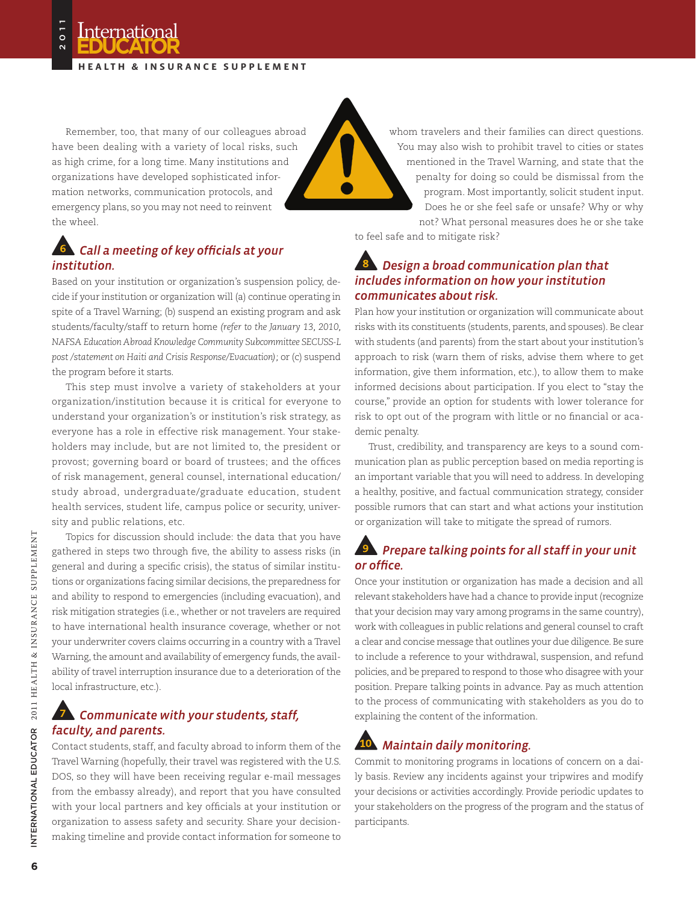Remember, too, that many of our colleagues abroad have been dealing with a variety of local risks, such as high crime, for a long time. Many institutions and organizations have developed sophisticated information networks, communication protocols, and emergency plans, so you may not need to reinvent the wheel.

### 6 *Call a meeting of key officials at your institution.*

Based on your institution or organization's suspension policy, decide if your institution or organization will (a) continue operating in spite of a Travel Warning; (b) suspend an existing program and ask students/faculty/staff to return home *(refer to the January 13, 2010, NAFSA Education Abroad Knowledge Community Subcommittee SECUSS-L post /statement on Haiti and Crisis Response/Evacuation)*; or (c) suspend the program before it starts.

This step must involve a variety of stakeholders at your organization/institution because it is critical for everyone to understand your organization's or institution's risk strategy, as everyone has a role in effective risk management. Your stakeholders may include, but are not limited to, the president or provost; governing board or board of trustees; and the offices of risk management, general counsel, international education/study abroad, undergraduate/graduate education, student health services, student life, campus police or security, university and public relations, etc.

Topics for discussion should include: the data that you have gathered in steps two through five, the ability to assess risks (in general and during a specific crisis), the status of similar institutions or organizations facing similar decisions, the preparedness for and ability to respond to emergencies (including evacuation), and risk mitigation strategies (i.e., whether or not travelers are required to have international health insurance coverage, whether or not your underwriter covers claims occurring in a country with a Travel Warning, the amount and availability of emergency funds, the availability of travel interruption insurance due to a deterioration of the local infrastructure, etc.).

### 7 *Communicate with your students, staff, faculty, and parents.*

Contact students, staff, and faculty abroad to inform them of the Travel Warning (hopefully, their travel was registered with the U.S. DOS, so they will have been receiving regular e-mail messages from the embassy already), and report that you have consulted with your local partners and key officials at your institution or organization to assess safety and security. Share your decision-making timeline and provide contact information for someone to whom travelers and their families can direct questions. You may also wish to prohibit travel to cities or states mentioned in the Travel Warning, and state that the penalty for doing so could be dismissal from the program. Most importantly, solicit student input. Does he or she feel safe or unsafe? Why or why not? What personal measures does he or she take to feel safe and to mitigate risk?

### 8 *Design a broad communication plan that includes information on how your institution communicates about risk.*

Plan how your institution or organization will communicate about risks with its constituents (students, parents, and spouses). Be clear with students (and parents) from the start about your institution's approach to risk (warn them of risks, advise them where to get information, give them information, etc.), to allow them to make informed decisions about participation. If you elect to "stay the course," provide an option for students with lower tolerance for risk to opt out of the program with little or no financial or academic penalty.

Trust, credibility, and transparency are keys to a sound communication plan as public perception based on media reporting is an important variable that you will need to address. In developing a healthy, positive, and factual communication strategy, consider possible rumors that can start and what actions your institution or organization will take to mitigate the spread of rumors.

### 9 *Prepare talking points for all staff in your unit or office.*

Once your institution or organization has made a decision and all relevant stakeholders have had a chance to provide input (recognize that your decision may vary among programs in the same country), work with colleagues in public relations and general counsel to craft a clear and concise message that outlines your due diligence. Be sure to include a reference to your withdrawal, suspension, and refund policies, and be prepared to respond to those who disagree with your position. Prepare talking points in advance. Pay as much attention to the process of communicating with stakeholders as you do to explaining the content of the information.

### 10 *Maintain daily monitoring.*

Commit to monitoring programs in locations of concern on a daily basis. Review any incidents against your tripwires and modify your decisions or activities accordingly. Provide periodic updates to your stakeholders on the progress of the program and the status of participants.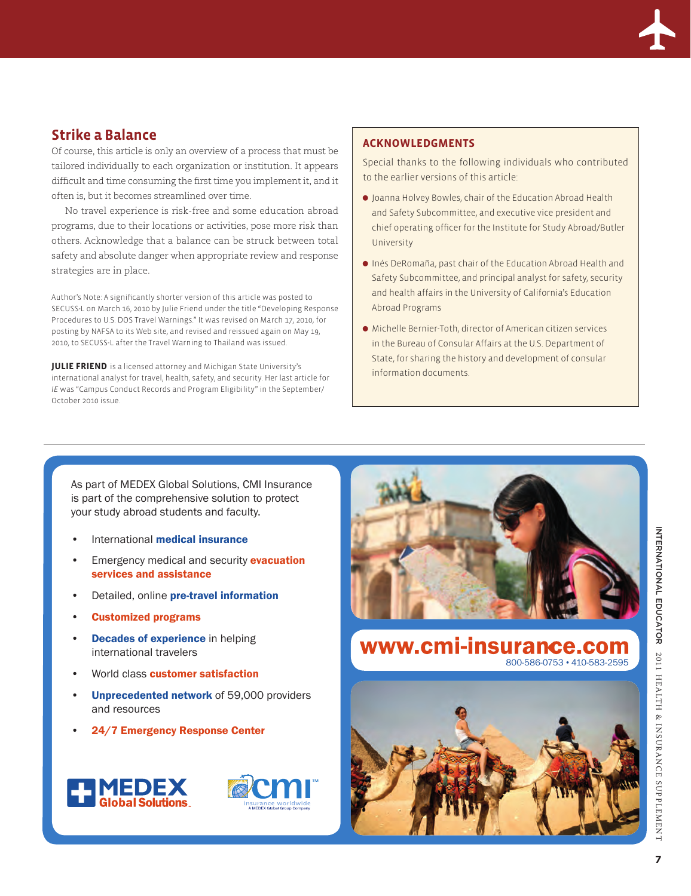## Strike a Balance

Of course, this article is only an overview of a process that must be tailored individually to each organization or institution. It appears difficult and time consuming the first time you implement it, and it often is, but it becomes streamlined over time.

No travel experience is risk-free and some education abroad programs, due to their locations or activities, pose more risk than others. Acknowledge that a balance can be struck between total safety and absolute danger when appropriate review and response strategies are in place.

Author's Note: A significantly shorter version of this article was posted to SECUSS-L on March 16, 2010 by Julie Friend under the title "Developing Response Procedures to U.S. DOS Travel Warnings." It was revised on March 17, 2010, for posting by NAFSA to its Web site, and revised and reissued again on May 19, 2010, to SECUSS-L after the Travel Warning to Thailand was issued.

**JULIE FRIEND** is a licensed attorney and Michigan State University's international analyst for travel, health, safety, and security. Her last article for *IE* was "Campus Conduct Records and Program Eligibility" in the September/October 2010 issue.

### ACKNOWLEDGMENTS

Special thanks to the following individuals who contributed to the earlier versions of this article:

- Joanna Holvey Bowles, chair of the Education Abroad Health and Safety Subcommittee, and executive vice president and chief operating officer for the Institute for Study Abroad/Butler University
- Inés DeRomaña, past chair of the Education Abroad Health and Safety Subcommittee, and principal analyst for safety, security and health affairs in the University of California's Education Abroad Programs
- Michelle Bernier-Toth, director of American citizen services in the Bureau of Consular Affairs at the U.S. Department of State, for sharing the history and development of consular information documents.

---

As part of MEDEX Global Solutions, CMI Insurance is part of the comprehensive solution to protect your study abroad students and faculty.

- International **medical insurance**
- Emergency medical and security **evacuation services and assistance**
- Detailed, online **pre-travel information**
- **Customized programs**
- **Decades of experience** in helping international travelers
- World class **customer satisfaction**
- **Unprecedented network** of 59,000 providers and resources
- **24/7 Emergency Response Center**

MEDEX Global Solutions

cmi insurance worldwide — A MEDEX Global Group Company

**www.cmi-insurance.com**

800-586-0753 • 410-583-2595